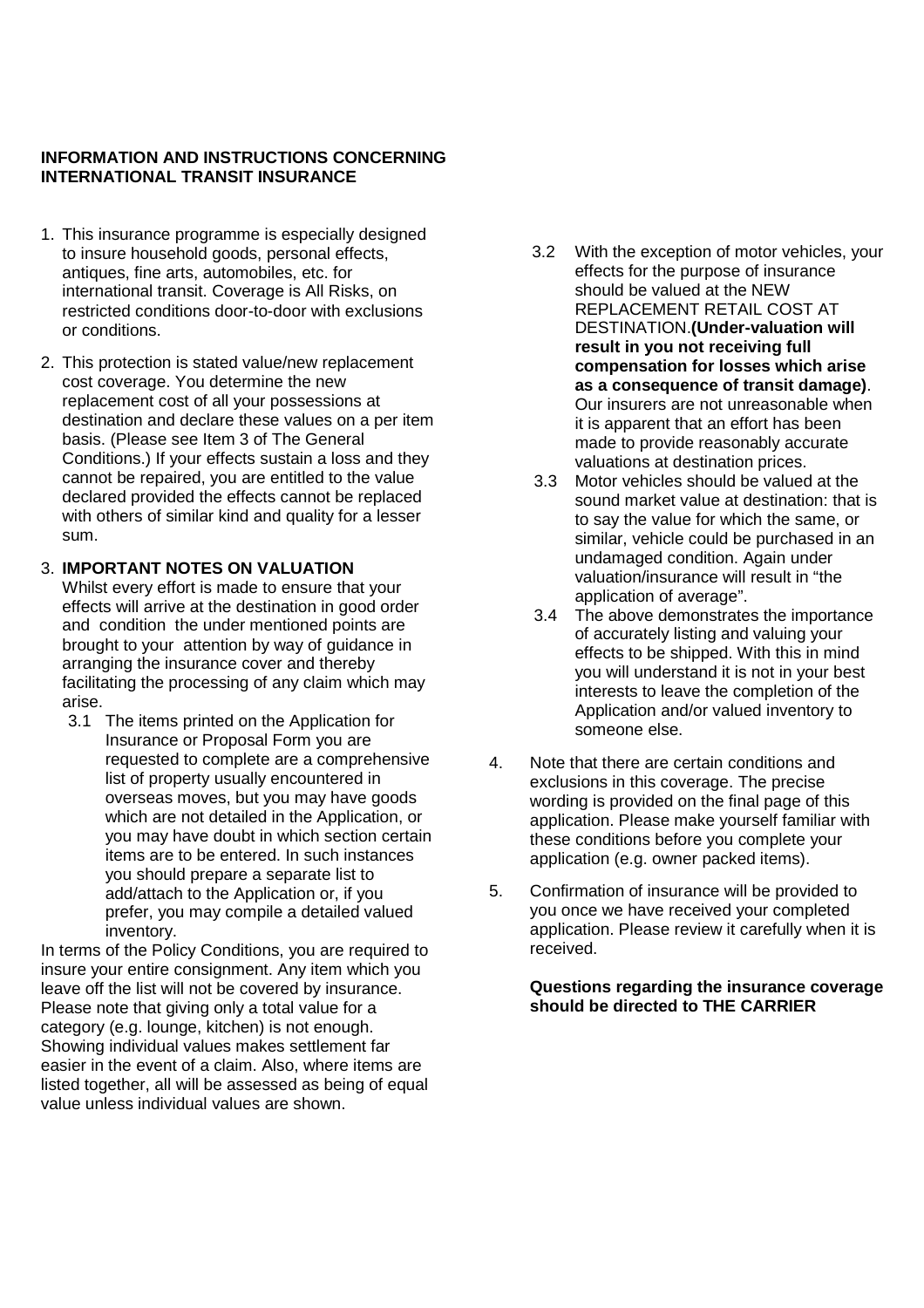**INFORMATION AND INSTRUCTIONS CONCERNING INTERNATIONAL TRANSIT INSURANCE**

1. This insurance programme is especially designed to insure household goods, personal effects, antiques, fine arts, automobiles, etc. for international transit. Coverage is All Risks, on restricted conditions door-to-door with exclusions or conditions.

2. This protection is stated value/new replacement cost coverage. You determine the new replacement cost of all your possessions at destination and declare these values on a per item basis. (Please see Item 3 of The General Conditions.) If your effects sustain a loss and they cannot be repaired, you are entitled to the value declared provided the effects cannot be replaced with others of similar kind and quality for a lesser sum.

3. **IMPORTANT NOTES ON VALUATION**
   Whilst every effort is made to ensure that your effects will arrive at the destination in good order and condition the under mentioned points are brought to your attention by way of guidance in arranging the insurance cover and thereby facilitating the processing of any claim which may arise.
   - 3.1 The items printed on the Application for Insurance or Proposal Form you are requested to complete are a comprehensive list of property usually encountered in overseas moves, but you may have goods which are not detailed in the Application, or you may have doubt in which section certain items are to be entered. In such instances you should prepare a separate list to add/attach to the Application or, if you prefer, you may compile a detailed valued inventory.

In terms of the Policy Conditions, you are required to insure your entire consignment. Any item which you leave off the list will not be covered by insurance. Please note that giving only a total value for a category (e.g. lounge, kitchen) is not enough. Showing individual values makes settlement far easier in the event of a claim. Also, where items are listed together, all will be assessed as being of equal value unless individual values are shown.

   - 3.2 With the exception of motor vehicles, your effects for the purpose of insurance should be valued at the NEW REPLACEMENT RETAIL COST AT DESTINATION.**(Under-valuation will result in you not receiving full compensation for losses which arise as a consequence of transit damage)**. Our insurers are not unreasonable when it is apparent that an effort has been made to provide reasonably accurate valuations at destination prices.
   - 3.3 Motor vehicles should be valued at the sound market value at destination: that is to say the value for which the same, or similar, vehicle could be purchased in an undamaged condition. Again under valuation/insurance will result in "the application of average".
   - 3.4 The above demonstrates the importance of accurately listing and valuing your effects to be shipped. With this in mind you will understand it is not in your best interests to leave the completion of the Application and/or valued inventory to someone else.

4. Note that there are certain conditions and exclusions in this coverage. The precise wording is provided on the final page of this application. Please make yourself familiar with these conditions before you complete your application (e.g. owner packed items).

5. Confirmation of insurance will be provided to you once we have received your completed application. Please review it carefully when it is received.

**Questions regarding the insurance coverage should be directed to THE CARRIER**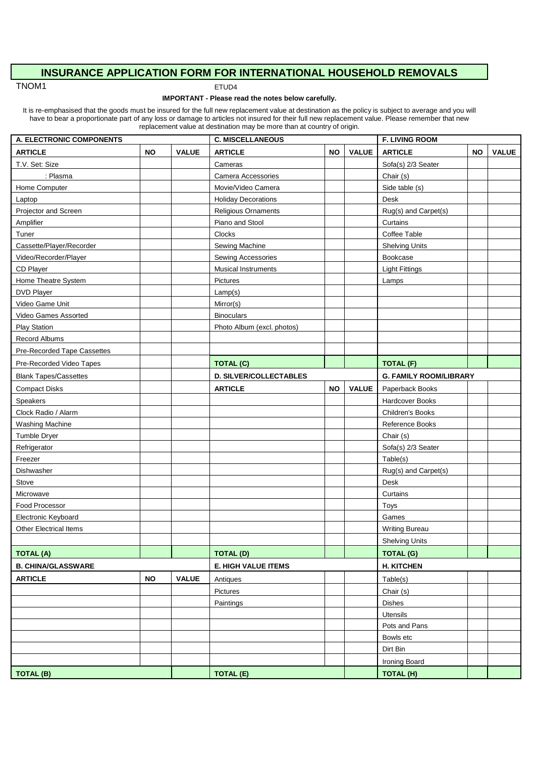# INSURANCE APPLICATION FORM FOR INTERNATIONAL HOUSEHOLD REMOVALS

TNOM1 ETUD4

**IMPORTANT - Please read the notes below carefully.**

It is re-emphasised that the goods must be insured for the full new replacement value at destination as the policy is subject to average and you will have to bear a proportionate part of any loss or damage to articles not insured for their full new replacement value. Please remember that new replacement value at destination may be more than at country of origin.

| A. ELECTRONIC COMPONENTS | | | C. MISCELLANEOUS | | | F. LIVING ROOM | | |
|---|---|---|---|---|---|---|---|---|
| **ARTICLE** | **NO** | **VALUE** | **ARTICLE** | **NO** | **VALUE** | **ARTICLE** | **NO** | **VALUE** |
| T.V. Set: Size | | | Cameras | | | Sofa(s) 2/3 Seater | | |
| : Plasma | | | Camera Accessories | | | Chair (s) | | |
| Home Computer | | | Movie/Video Camera | | | Side table (s) | | |
| Laptop | | | Holiday Decorations | | | Desk | | |
| Projector and Screen | | | Religious Ornaments | | | Rug(s) and Carpet(s) | | |
| Amplifier | | | Piano and Stool | | | Curtains | | |
| Tuner | | | Clocks | | | Coffee Table | | |
| Cassette/Player/Recorder | | | Sewing Machine | | | Shelving Units | | |
| Video/Recorder/Player | | | Sewing Accessories | | | Bookcase | | |
| CD Player | | | Musical Instruments | | | Light Fittings | | |
| Home Theatre System | | | Pictures | | | Lamps | | |
| DVD Player | | | Lamp(s) | | | | | |
| Video Game Unit | | | Mirror(s) | | | | | |
| Video Games Assorted | | | Binoculars | | | | | |
| Play Station | | | Photo Album (excl. photos) | | | | | |
| Record Albums | | | | | | | | |
| Pre-Recorded Tape Cassettes | | | | | | | | |
| Pre-Recorded Video Tapes | | | **TOTAL (C)** | | | **TOTAL (F)** | | |
| Blank Tapes/Cassettes | | | **D. SILVER/COLLECTABLES** | | | **G. FAMILY ROOM/LIBRARY** | | |
| Compact Disks | | | **ARTICLE** | **NO** | **VALUE** | Paperback Books | | |
| Speakers | | | | | | Hardcover Books | | |
| Clock Radio / Alarm | | | | | | Children's Books | | |
| Washing Machine | | | | | | Reference Books | | |
| Tumble Dryer | | | | | | Chair (s) | | |
| Refrigerator | | | | | | Sofa(s) 2/3 Seater | | |
| Freezer | | | | | | Table(s) | | |
| Dishwasher | | | | | | Rug(s) and Carpet(s) | | |
| Stove | | | | | | Desk | | |
| Microwave | | | | | | Curtains | | |
| Food Processor | | | | | | Toys | | |
| Electronic Keyboard | | | | | | Games | | |
| Other Electrical Items | | | | | | Writing Bureau | | |
| | | | | | | Shelving Units | | |
| **TOTAL (A)** | | | **TOTAL (D)** | | | **TOTAL (G)** | | |
| **B. CHINA/GLASSWARE** | | | **E. HIGH VALUE ITEMS** | | | **H. KITCHEN** | | |
| **ARTICLE** | **NO** | **VALUE** | Antiques | | | Table(s) | | |
| | | | Pictures | | | Chair (s) | | |
| | | | Paintings | | | Dishes | | |
| | | | | | | Utensils | | |
| | | | | | | Pots and Pans | | |
| | | | | | | Bowls etc | | |
| | | | | | | Dirt Bin | | |
| | | | | | | Ironing Board | | |
| **TOTAL (B)** | | | **TOTAL (E)** | | | **TOTAL (H)** | | |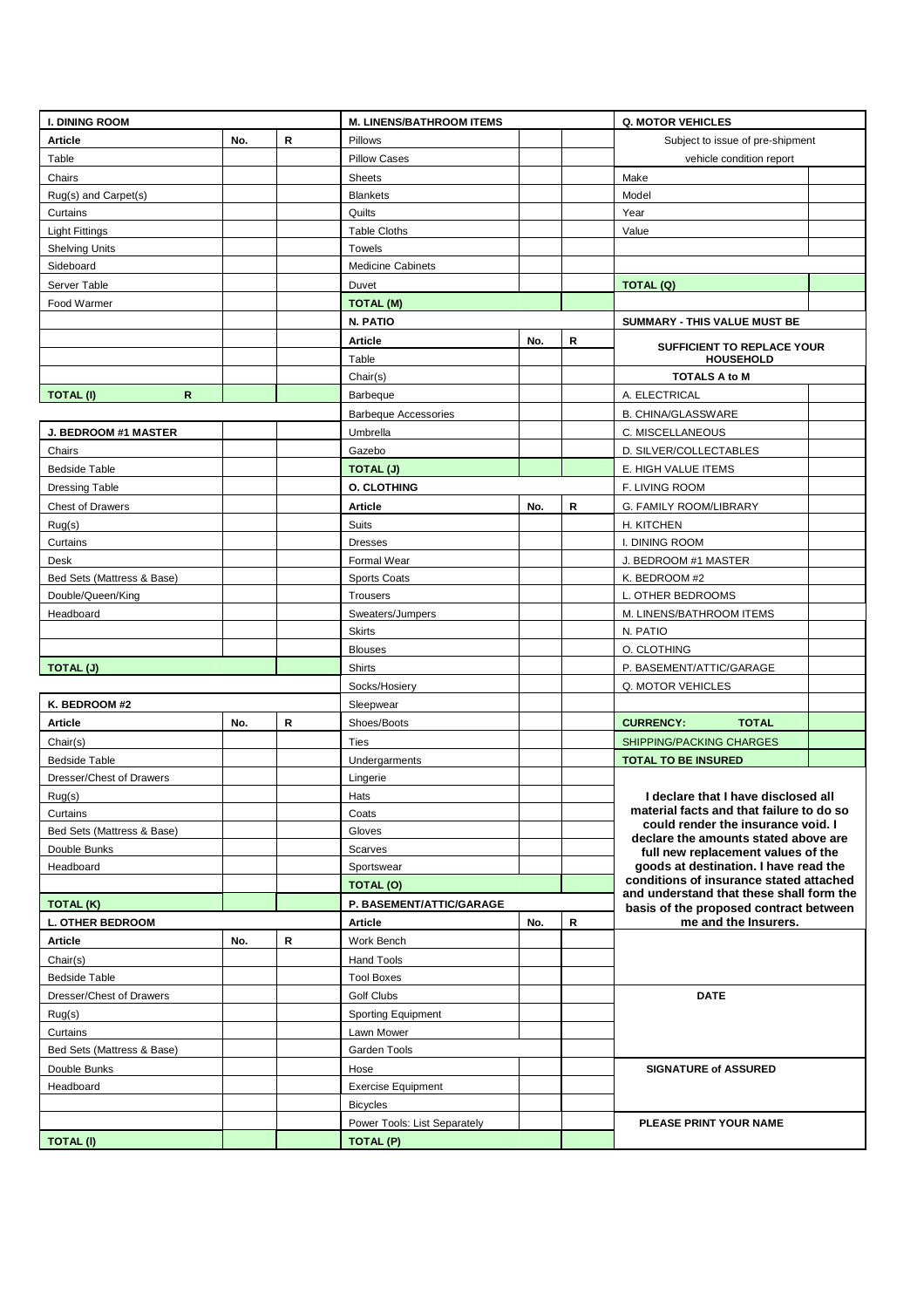## I. DINING ROOM

| Article | No. | R |
|---|---|---|
| Table | | |
| Chairs | | |
| Rug(s) and Carpet(s) | | |
| Curtains | | |
| Light Fittings | | |
| Shelving Units | | |
| Sideboard | | |
| Server Table | | |
| Food Warmer | | |
| | | |
| | | |
| | | |
| **TOTAL (I) R** | | |

## J. BEDROOM #1 MASTER

| Article | No. | R |
|---|---|---|
| Chairs | | |
| Bedside Table | | |
| Dressing Table | | |
| Chest of Drawers | | |
| Rug(s) | | |
| Curtains | | |
| Desk | | |
| Bed Sets (Mattress & Base) | | |
| Double/Queen/King | | |
| Headboard | | |
| | | |
| | | |
| **TOTAL (J)** | | |

## K. BEDROOM #2

| Article | No. | R |
|---|---|---|
| Chair(s) | | |
| Bedside Table | | |
| Dresser/Chest of Drawers | | |
| Rug(s) | | |
| Curtains | | |
| Bed Sets (Mattress & Base) | | |
| Double Bunks | | |
| Headboard | | |
| | | |
| **TOTAL (K)** | | |

## L. OTHER BEDROOM

| Article | No. | R |
|---|---|---|
| Chair(s) | | |
| Bedside Table | | |
| Dresser/Chest of Drawers | | |
| Rug(s) | | |
| Curtains | | |
| Bed Sets (Mattress & Base) | | |
| Double Bunks | | |
| Headboard | | |
| | | |
| **TOTAL (I)** | | |

## M. LINENS/BATHROOM ITEMS

| Article | No. | R |
|---|---|---|
| Pillows | | |
| Pillow Cases | | |
| Sheets | | |
| Blankets | | |
| Quilts | | |
| Table Cloths | | |
| Towels | | |
| Medicine Cabinets | | |
| Duvet | | |
| **TOTAL (M)** | | |

## N. PATIO

| Article | No. | R |
|---|---|---|
| Table | | |
| Chair(s) | | |
| Barbeque | | |
| Barbeque Accessories | | |
| Umbrella | | |
| Gazebo | | |
| **TOTAL (J)** | | |

## O. CLOTHING

| Article | No. | R |
|---|---|---|
| Suits | | |
| Dresses | | |
| Formal Wear | | |
| Sports Coats | | |
| Trousers | | |
| Sweaters/Jumpers | | |
| Skirts | | |
| Blouses | | |
| Shirts | | |
| Socks/Hosiery | | |
| Sleepwear | | |
| Shoes/Boots | | |
| Ties | | |
| Undergarments | | |
| Lingerie | | |
| Hats | | |
| Coats | | |
| Gloves | | |
| Scarves | | |
| Sportswear | | |
| **TOTAL (O)** | | |

## P. BASEMENT/ATTIC/GARAGE

| Article | No. | R |
|---|---|---|
| Work Bench | | |
| Hand Tools | | |
| Tool Boxes | | |
| Golf Clubs | | |
| Sporting Equipment | | |
| Lawn Mower | | |
| Garden Tools | | |
| Hose | | |
| Exercise Equipment | | |
| Bicycles | | |
| Power Tools: List Separately | | |
| **TOTAL (P)** | | |

## Q. MOTOR VEHICLES

Subject to issue of pre-shipment vehicle condition report

| | |
|---|---|
| Make | |
| Model | |
| Year | |
| Value | |
| | |
| **TOTAL (Q)** | |

## SUMMARY - THIS VALUE MUST BE SUFFICIENT TO REPLACE YOUR HOUSEHOLD

| TOTALS A to M | |
|---|---|
| A. ELECTRICAL | |
| B. CHINA/GLASSWARE | |
| C. MISCELLANEOUS | |
| D. SILVER/COLLECTABLES | |
| E. HIGH VALUE ITEMS | |
| F. LIVING ROOM | |
| G. FAMILY ROOM/LIBRARY | |
| H. KITCHEN | |
| I. DINING ROOM | |
| J. BEDROOM #1 MASTER | |
| K. BEDROOM #2 | |
| L. OTHER BEDROOMS | |
| M. LINENS/BATHROOM ITEMS | |
| N. PATIO | |
| O. CLOTHING | |
| P. BASEMENT/ATTIC/GARAGE | |
| Q. MOTOR VEHICLES | |
| | |
| **CURRENCY: TOTAL** | |
| SHIPPING/PACKING CHARGES | |
| **TOTAL TO BE INSURED** | |

**I declare that I have disclosed all material facts and that failure to do so could render the insurance void. I declare the amounts stated above are full new replacement values of the goods at destination. I have read the conditions of insurance stated attached and understand that these shall form the basis of the proposed contract between me and the Insurers.**

**DATE**

**SIGNATURE of ASSURED**

**PLEASE PRINT YOUR NAME**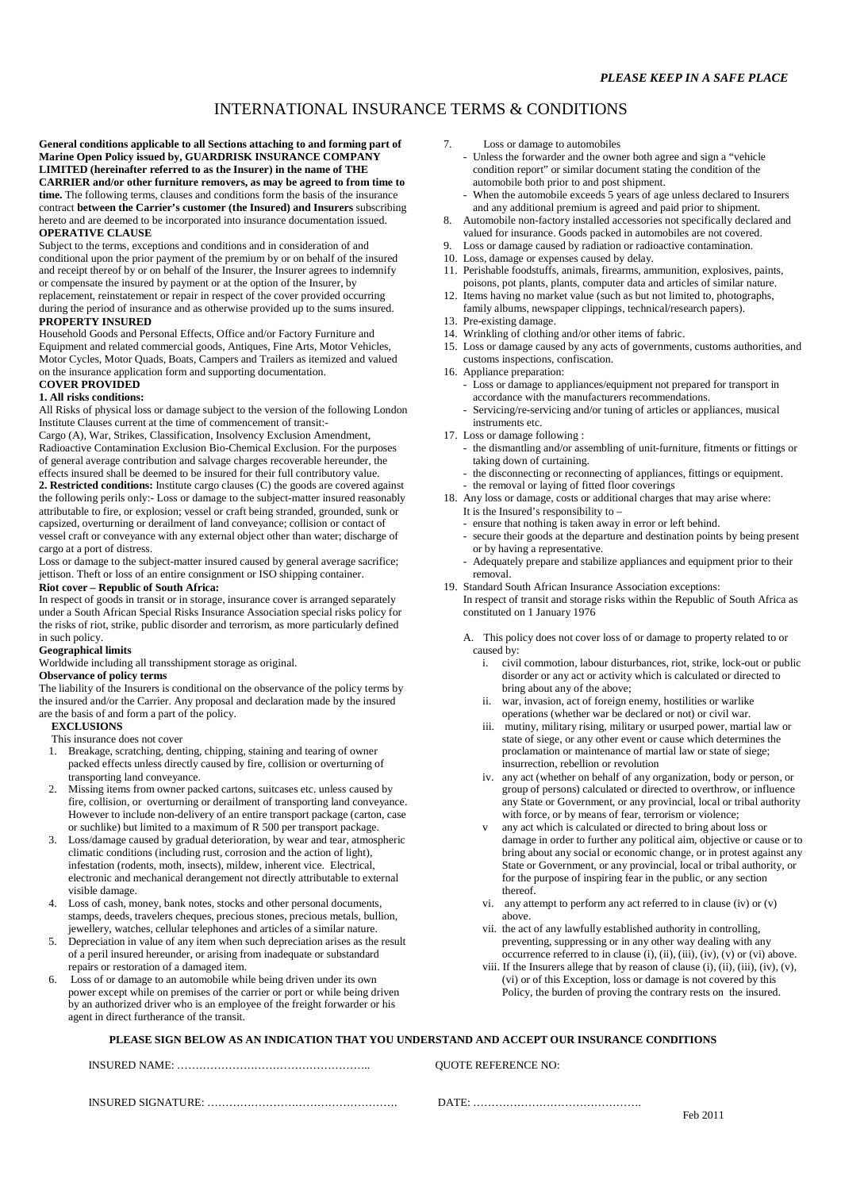*PLEASE KEEP IN A SAFE PLACE*

# INTERNATIONAL INSURANCE TERMS & CONDITIONS

**General conditions applicable to all Sections attaching to and forming part of Marine Open Policy issued by, GUARDRISK INSURANCE COMPANY LIMITED (hereinafter referred to as the Insurer) in the name of THE CARRIER and/or other furniture removers, as may be agreed to from time to time.** The following terms, clauses and conditions form the basis of the insurance contract **between the Carrier's customer (the Insured) and Insurers** subscribing hereto and are deemed to be incorporated into insurance documentation issued.

**OPERATIVE CLAUSE**

Subject to the terms, exceptions and conditions and in consideration of and conditional upon the prior payment of the premium by or on behalf of the insured and receipt thereof by or on behalf of the Insurer, the Insurer agrees to indemnify or compensate the insured by payment or at the option of the Insurer, by replacement, reinstatement or repair in respect of the cover provided occurring during the period of insurance and as otherwise provided up to the sums insured.

**PROPERTY INSURED**

Household Goods and Personal Effects, Office and/or Factory Furniture and Equipment and related commercial goods, Antiques, Fine Arts, Motor Vehicles, Motor Cycles, Motor Quads, Boats, Campers and Trailers as itemized and valued on the insurance application form and supporting documentation.

**COVER PROVIDED**

**1. All risks conditions:**

All Risks of physical loss or damage subject to the version of the following London Institute Clauses current at the time of commencement of transit:-

Cargo (A), War, Strikes, Classification, Insolvency Exclusion Amendment, Radioactive Contamination Exclusion Bio-Chemical Exclusion. For the purposes of general average contribution and salvage charges recoverable hereunder, the effects insured shall be deemed to be insured for their full contributory value.

**2. Restricted conditions:** Institute cargo clauses (C) the goods are covered against the following perils only:- Loss or damage to the subject-matter insured reasonably attributable to fire, or explosion; vessel or craft being stranded, grounded, sunk or capsized, overturning or derailment of land conveyance; collision or contact of vessel craft or conveyance with any external object other than water; discharge of cargo at a port of distress.

Loss or damage to the subject-matter insured caused by general average sacrifice; jettison. Theft or loss of an entire consignment or ISO shipping container.

**Riot cover – Republic of South Africa:**

In respect of goods in transit or in storage, insurance cover is arranged separately under a South African Special Risks Insurance Association special risks policy for the risks of riot, strike, public disorder and terrorism, as more particularly defined in such policy.

**Geographical limits**

Worldwide including all transshipment storage as original.

**Observance of policy terms**

The liability of the Insurers is conditional on the observance of the policy terms by the insured and/or the Carrier. Any proposal and declaration made by the insured are the basis of and form a part of the policy.

**EXCLUSIONS**

This insurance does not cover

1. Breakage, scratching, denting, chipping, staining and tearing of owner packed effects unless directly caused by fire, collision or overturning of transporting land conveyance.
2. Missing items from owner packed cartons, suitcases etc. unless caused by fire, collision, or overturning or derailment of transporting land conveyance. However to include non-delivery of an entire transport package (carton, case or suchlike) but limited to a maximum of R 500 per transport package.
3. Loss/damage caused by gradual deterioration, by wear and tear, atmospheric climatic conditions (including rust, corrosion and the action of light), infestation (rodents, moth, insects), mildew, inherent vice. Electrical, electronic and mechanical derangement not directly attributable to external visible damage.
4. Loss of cash, money, bank notes, stocks and other personal documents, stamps, deeds, travelers cheques, precious stones, precious metals, bullion, jewellery, watches, cellular telephones and articles of a similar nature.
5. Depreciation in value of any item when such depreciation arises as the result of a peril insured hereunder, or arising from inadequate or substandard repairs or restoration of a damaged item.
6. Loss of or damage to an automobile while being driven under its own power except while on premises of the carrier or port or while being driven by an authorized driver who is an employee of the freight forwarder or his agent in direct furtherance of the transit.
7. Loss or damage to automobiles
   - Unless the forwarder and the owner both agree and sign a "vehicle condition report" or similar document stating the condition of the automobile both prior to and post shipment.
   - When the automobile exceeds 5 years of age unless declared to Insurers and any additional premium is agreed and paid prior to shipment.
8. Automobile non-factory installed accessories not specifically declared and valued for insurance. Goods packed in automobiles are not covered.
9. Loss or damage caused by radiation or radioactive contamination.
10. Loss, damage or expenses caused by delay.
11. Perishable foodstuffs, animals, firearms, ammunition, explosives, paints, poisons, pot plants, plants, computer data and articles of similar nature.
12. Items having no market value (such as but not limited to, photographs, family albums, newspaper clippings, technical/research papers).
13. Pre-existing damage.
14. Wrinkling of clothing and/or other items of fabric.
15. Loss or damage caused by any acts of governments, customs authorities, and customs inspections, confiscation.
16. Appliance preparation:
    - Loss or damage to appliances/equipment not prepared for transport in accordance with the manufacturers recommendations.
    - Servicing/re-servicing and/or tuning of articles or appliances, musical instruments etc.
17. Loss or damage following :
    - the dismantling and/or assembling of unit-furniture, fitments or fittings or taking down of curtaining.
    - the disconnecting or reconnecting of appliances, fittings or equipment.
    - the removal or laying of fitted floor coverings
18. Any loss or damage, costs or additional charges that may arise where: It is the Insured's responsibility to –
    - ensure that nothing is taken away in error or left behind.
    - secure their goods at the departure and destination points by being present or by having a representative.
    - Adequately prepare and stabilize appliances and equipment prior to their removal.
19. Standard South African Insurance Association exceptions: In respect of transit and storage risks within the Republic of South Africa as constituted on 1 January 1976

    A. This policy does not cover loss of or damage to property related to or caused by:
       - i. civil commotion, labour disturbances, riot, strike, lock-out or public disorder or any act or activity which is calculated or directed to bring about any of the above;
       - ii. war, invasion, act of foreign enemy, hostilities or warlike operations (whether war be declared or not) or civil war.
       - iii. mutiny, military rising, military or usurped power, martial law or state of siege, or any other event or cause which determines the proclamation or maintenance of martial law or state of siege; insurrection, rebellion or revolution
       - iv. any act (whether on behalf of any organization, body or person, or group of persons) calculated or directed to overthrow, or influence any State or Government, or any provincial, local or tribal authority with force, or by means of fear, terrorism or violence;
       - v any act which is calculated or directed to bring about loss or damage in order to further any political aim, objective or cause or to bring about any social or economic change, or in protest against any State or Government, or any provincial, local or tribal authority, or for the purpose of inspiring fear in the public, or any section thereof.
       - vi. any attempt to perform any act referred to in clause (iv) or (v) above.
       - vii. the act of any lawfully established authority in controlling, preventing, suppressing or in any other way dealing with any occurrence referred to in clause (i), (ii), (iii), (iv), (v) or (vi) above.
       - viii. If the Insurers allege that by reason of clause (i), (ii), (iii), (iv), (v), (vi) or of this Exception, loss or damage is not covered by this Policy, the burden of proving the contrary rests on the insured.

**PLEASE SIGN BELOW AS AN INDICATION THAT YOU UNDERSTAND AND ACCEPT OUR INSURANCE CONDITIONS**

INSURED NAME: ……………………………………………..  QUOTE REFERENCE NO:

INSURED SIGNATURE: …………………….…………………….  DATE: ……………………………………….

Feb 2011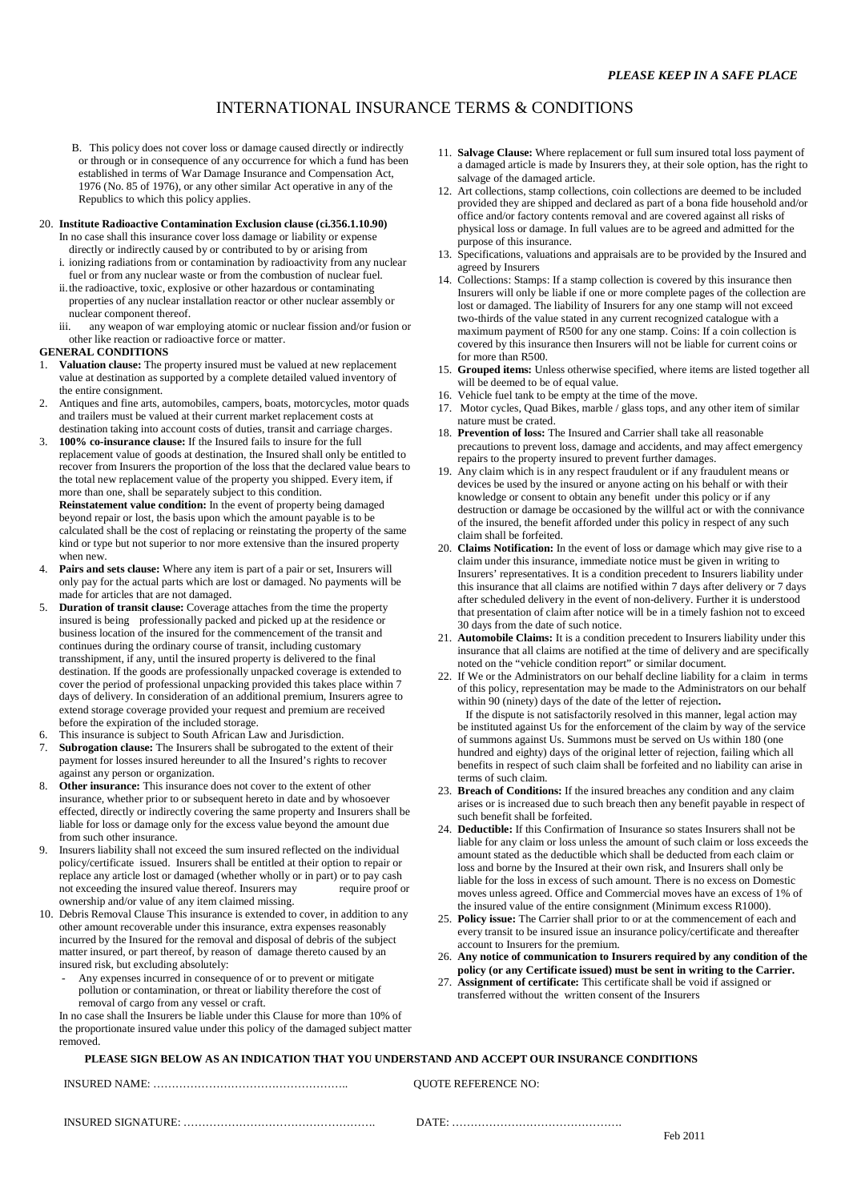*PLEASE KEEP IN A SAFE PLACE*

# INTERNATIONAL INSURANCE TERMS & CONDITIONS

B. This policy does not cover loss or damage caused directly or indirectly or through or in consequence of any occurrence for which a fund has been established in terms of War Damage Insurance and Compensation Act, 1976 (No. 85 of 1976), or any other similar Act operative in any of the Republics to which this policy applies.

20. **Institute Radioactive Contamination Exclusion clause (ci.356.1.10.90)** In no case shall this insurance cover loss damage or liability or expense directly or indirectly caused by or contributed to by or arising from
    i. ionizing radiations from or contamination by radioactivity from any nuclear fuel or from any nuclear waste or from the combustion of nuclear fuel.
    ii. the radioactive, toxic, explosive or other hazardous or contaminating properties of any nuclear installation reactor or other nuclear assembly or nuclear component thereof.
    iii. any weapon of war employing atomic or nuclear fission and/or fusion or other like reaction or radioactive force or matter.

**GENERAL CONDITIONS**

1. **Valuation clause:** The property insured must be valued at new replacement value at destination as supported by a complete detailed valued inventory of the entire consignment.
2. Antiques and fine arts, automobiles, campers, boats, motorcycles, motor quads and trailers must be valued at their current market replacement costs at destination taking into account costs of duties, transit and carriage charges.
3. **100% co-insurance clause:** If the Insured fails to insure for the full replacement value of goods at destination, the Insured shall only be entitled to recover from Insurers the proportion of the loss that the declared value bears to the total new replacement value of the property you shipped. Every item, if more than one, shall be separately subject to this condition.
   **Reinstatement value condition:** In the event of property being damaged beyond repair or lost, the basis upon which the amount payable is to be calculated shall be the cost of replacing or reinstating the property of the same kind or type but not superior to nor more extensive than the insured property when new.
4. **Pairs and sets clause:** Where any item is part of a pair or set, Insurers will only pay for the actual parts which are lost or damaged. No payments will be made for articles that are not damaged.
5. **Duration of transit clause:** Coverage attaches from the time the property insured is being professionally packed and picked up at the residence or business location of the insured for the commencement of the transit and continues during the ordinary course of transit, including customary transshipment, if any, until the insured property is delivered to the final destination. If the goods are professionally unpacked coverage is extended to cover the period of professional unpacking provided this takes place within 7 days of delivery. In consideration of an additional premium, Insurers agree to extend storage coverage provided your request and premium are received before the expiration of the included storage.
6. This insurance is subject to South African Law and Jurisdiction.
7. **Subrogation clause:** The Insurers shall be subrogated to the extent of their payment for losses insured hereunder to all the Insured's rights to recover against any person or organization.
8. **Other insurance:** This insurance does not cover to the extent of other insurance, whether prior to or subsequent hereto in date and by whosoever effected, directly or indirectly covering the same property and Insurers shall be liable for loss or damage only for the excess value beyond the amount due from such other insurance.
9. Insurers liability shall not exceed the sum insured reflected on the individual policy/certificate issued. Insurers shall be entitled at their option to repair or replace any article lost or damaged (whether wholly or in part) or to pay cash not exceeding the insured value thereof. Insurers may require proof or ownership and/or value of any item claimed missing.
10. Debris Removal Clause This insurance is extended to cover, in addition to any other amount recoverable under this insurance, extra expenses reasonably incurred by the Insured for the removal and disposal of debris of the subject matter insured, or part thereof, by reason of damage thereto caused by an insured risk, but excluding absolutely:
    - Any expenses incurred in consequence of or to prevent or mitigate pollution or contamination, or threat or liability therefore the cost of removal of cargo from any vessel or craft.

    In no case shall the Insurers be liable under this Clause for more than 10% of the proportionate insured value under this policy of the damaged subject matter removed.
11. **Salvage Clause:** Where replacement or full sum insured total loss payment of a damaged article is made by Insurers they, at their sole option, has the right to salvage of the damaged article.
12. Art collections, stamp collections, coin collections are deemed to be included provided they are shipped and declared as part of a bona fide household and/or office and/or factory contents removal and are covered against all risks of physical loss or damage. In full values are to be agreed and admitted for the purpose of this insurance.
13. Specifications, valuations and appraisals are to be provided by the Insured and agreed by Insurers
14. Collections: Stamps: If a stamp collection is covered by this insurance then Insurers will only be liable if one or more complete pages of the collection are lost or damaged. The liability of Insurers for any one stamp will not exceed two-thirds of the value stated in any current recognized catalogue with a maximum payment of R500 for any one stamp. Coins: If a coin collection is covered by this insurance then Insurers will not be liable for current coins or for more than R500.
15. **Grouped items:** Unless otherwise specified, where items are listed together all will be deemed to be of equal value.
16. Vehicle fuel tank to be empty at the time of the move.
17. Motor cycles, Quad Bikes, marble / glass tops, and any other item of similar nature must be crated.
18. **Prevention of loss:** The Insured and Carrier shall take all reasonable precautions to prevent loss, damage and accidents, and may affect emergency repairs to the property insured to prevent further damages.
19. Any claim which is in any respect fraudulent or if any fraudulent means or devices be used by the insured or anyone acting on his behalf or with their knowledge or consent to obtain any benefit under this policy or if any destruction or damage be occasioned by the willful act or with the connivance of the insured, the benefit afforded under this policy in respect of any such claim shall be forfeited.
20. **Claims Notification:** In the event of loss or damage which may give rise to a claim under this insurance, immediate notice must be given in writing to Insurers' representatives. It is a condition precedent to Insurers liability under this insurance that all claims are notified within 7 days after delivery or 7 days after scheduled delivery in the event of non-delivery. Further it is understood that presentation of claim after notice will be in a timely fashion not to exceed 30 days from the date of such notice.
21. **Automobile Claims:** It is a condition precedent to Insurers liability under this insurance that all claims are notified at the time of delivery and are specifically noted on the "vehicle condition report" or similar document.
22. If We or the Administrators on our behalf decline liability for a claim in terms of this policy, representation may be made to the Administrators on our behalf within 90 (ninety) days of the date of the letter of rejection**.**
    If the dispute is not satisfactorily resolved in this manner, legal action may be instituted against Us for the enforcement of the claim by way of the service of summons against Us. Summons must be served on Us within 180 (one hundred and eighty) days of the original letter of rejection, failing which all benefits in respect of such claim shall be forfeited and no liability can arise in terms of such claim.
23. **Breach of Conditions:** If the insured breaches any condition and any claim arises or is increased due to such breach then any benefit payable in respect of such benefit shall be forfeited.
24. **Deductible:** If this Confirmation of Insurance so states Insurers shall not be liable for any claim or loss unless the amount of such claim or loss exceeds the amount stated as the deductible which shall be deducted from each claim or loss and borne by the Insured at their own risk, and Insurers shall only be liable for the loss in excess of such amount. There is no excess on Domestic moves unless agreed. Office and Commercial moves have an excess of 1% of the insured value of the entire consignment (Minimum excess R1000).
25. **Policy issue:** The Carrier shall prior to or at the commencement of each and every transit to be insured issue an insurance policy/certificate and thereafter account to Insurers for the premium.
26. **Any notice of communication to Insurers required by any condition of the policy (or any Certificate issued) must be sent in writing to the Carrier.**
27. **Assignment of certificate:** This certificate shall be void if assigned or transferred without the written consent of the Insurers

**PLEASE SIGN BELOW AS AN INDICATION THAT YOU UNDERSTAND AND ACCEPT OUR INSURANCE CONDITIONS**

INSURED NAME: …………………………………………….. QUOTE REFERENCE NO:

INSURED SIGNATURE: ……………………………………………. DATE: ……………………………………….

Feb 2011